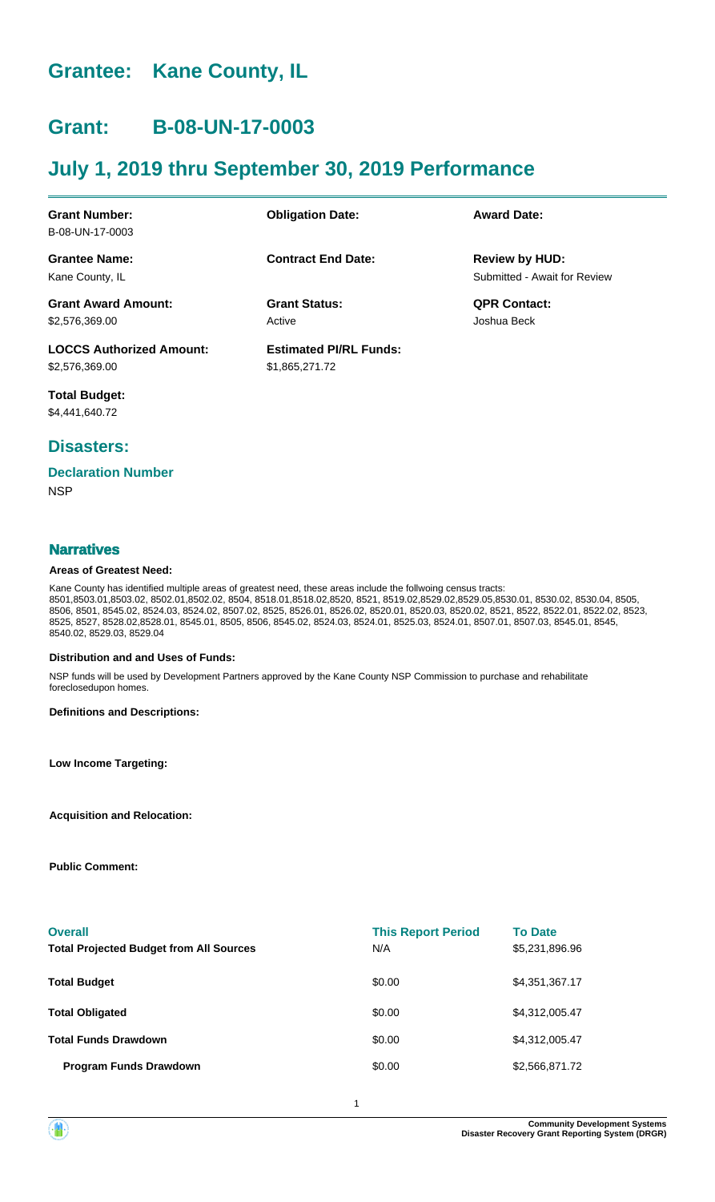# Grantee: Kane County, IL

# Grant: B-08-UN-17-0003

# July 1, 2019 thru September 30, 2019 Performance

| | | |
|---|---|---|
| **Grant Number:** B-08-UN-17-0003 | **Obligation Date:** | **Award Date:** |
| **Grantee Name:** Kane County, IL | **Contract End Date:** | **Review by HUD:** Submitted - Await for Review |
| **Grant Award Amount:** $2,576,369.00 | **Grant Status:** Active | **QPR Contact:** Joshua Beck |
| **LOCCS Authorized Amount:** $2,576,369.00 | **Estimated PI/RL Funds:** $1,865,271.72 | |
| **Total Budget:** $4,441,640.72 | | |

## Disasters:

### Declaration Number

NSP

## Narratives

#### Areas of Greatest Need:

Kane County has identified multiple areas of greatest need, these areas include the follwoing census tracts: 8501,8503.01,8503.02, 8502.01,8502.02, 8504, 8518.01,8518.02,8520, 8521, 8519.02,8529.02,8529.05,8530.01, 8530.02, 8530.04, 8505, 8506, 8501, 8545.02, 8524.03, 8524.02, 8507.02, 8525, 8526.01, 8526.02, 8520.01, 8520.03, 8520.02, 8521, 8522, 8522.01, 8522.02, 8523, 8525, 8527, 8528.02,8528.01, 8545.01, 8505, 8506, 8545.02, 8524.03, 8524.01, 8525.03, 8524.01, 8507.01, 8507.03, 8545.01, 8545, 8540.02, 8529.03, 8529.04

#### Distribution and and Uses of Funds:

NSP funds will be used by Development Partners approved by the Kane County NSP Commission to purchase and rehabilitate foreclosedupon homes.

#### Definitions and Descriptions:

#### Low Income Targeting:

#### Acquisition and Relocation:

#### Public Comment:

| **Overall** | **This Report Period** | **To Date** |
|---|---|---|
| **Total Projected Budget from All Sources** | N/A | $5,231,896.96 |
| **Total Budget** | $0.00 | $4,351,367.17 |
| **Total Obligated** | $0.00 | $4,312,005.47 |
| **Total Funds Drawdown** | $0.00 | $4,312,005.47 |
| **Program Funds Drawdown** | $0.00 | $2,566,871.72 |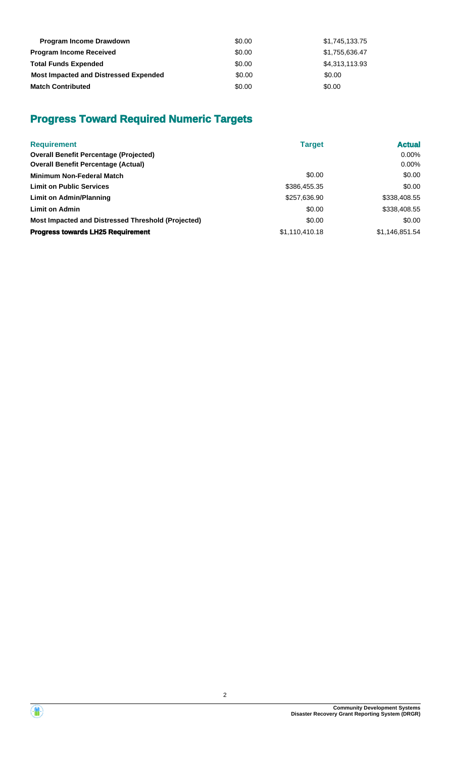| | | |
|---|---|---|
| **Program Income Drawdown** | $0.00 | $1,745,133.75 |
| **Program Income Received** | $0.00 | $1,755,636.47 |
| **Total Funds Expended** | $0.00 | $4,313,113.93 |
| **Most Impacted and Distressed Expended** | $0.00 | $0.00 |
| **Match Contributed** | $0.00 | $0.00 |

## Progress Toward Required Numeric Targets

| Requirement | Target | Actual |
|---|---|---|
| **Overall Benefit Percentage (Projected)** | | 0.00% |
| **Overall Benefit Percentage (Actual)** | | 0.00% |
| **Minimum Non-Federal Match** | $0.00 | $0.00 |
| **Limit on Public Services** | $386,455.35 | $0.00 |
| **Limit on Admin/Planning** | $257,636.90 | $338,408.55 |
| **Limit on Admin** | $0.00 | $338,408.55 |
| **Most Impacted and Distressed Threshold (Projected)** | $0.00 | $0.00 |
| **Progress towards LH25 Requirement** | $1,110,410.18 | $1,146,851.54 |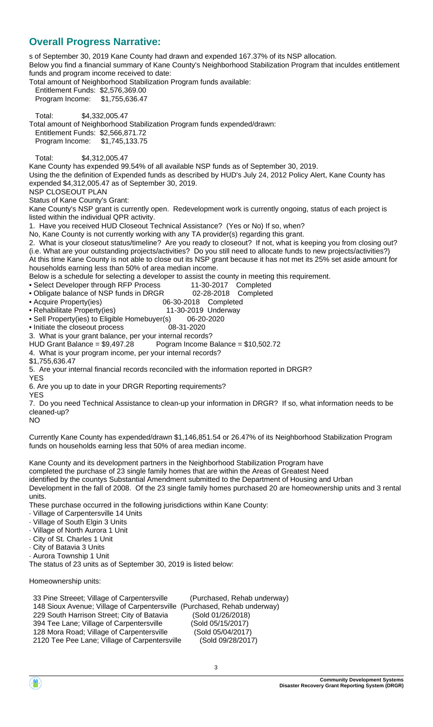## Overall Progress Narrative:

s of September 30, 2019 Kane County had drawn and expended 167.37% of its NSP allocation.

Below you find a financial summary of Kane County's Neighborhood Stabilization Program that inculdes entitlement funds and program income received to date:

Total amount of Neighborhood Stabilization Program funds available:

Entitlement Funds: $2,576,369.00
Program Income: $1,755,636.47

Total: $4,332,005.47

Total amount of Neighborhood Stabilization Program funds expended/drawn:

Entitlement Funds: $2,566,871.72
Program Income: $1,745,133.75

Total: $4,312,005.47

Kane County has expended 99.54% of all available NSP funds as of September 30, 2019.

Using the the definition of Expended funds as described by HUD's July 24, 2012 Policy Alert, Kane County has expended $4,312,005.47 as of September 30, 2019.

NSP CLOSEOUT PLAN

Status of Kane County's Grant:

Kane County's NSP grant is currently open. Redevelopment work is currently ongoing, status of each project is listed within the individual QPR activity.

1. Have you received HUD Closeout Technical Assistance? (Yes or No) If so, when?

No, Kane County is not currently working with any TA provider(s) regarding this grant.

2. What is your closeout status/timeline? Are you ready to closeout? If not, what is keeping you from closing out? (i.e. What are your outstanding projects/activities? Do you still need to allocate funds to new projects/activities?)

At this time Kane County is not able to close out its NSP grant because it has not met its 25% set aside amount for households earning less than 50% of area median income.

Below is a schedule for selecting a developer to assist the county in meeting this requirement.

- Select Developer through RFP Process 11-30-2017 Completed
- Obligate balance of NSP funds in DRGR 02-28-2018 Completed
- Acquire Property(ies) 06-30-2018 Completed
- Rehabilitate Property(ies) 11-30-2019 Underway
- Sell Property(ies) to Eligible Homebuyer(s) 06-20-2020
- Initiate the closeout process 08-31-2020

3. What is your grant balance, per your internal records?

HUD Grant Balance = $9,497.28 Pogram Income Balance = $10,502.72

4. What is your program income, per your internal records?

$1,755,636.47

5. Are your internal financial records reconciled with the information reported in DRGR?

YES

6. Are you up to date in your DRGR Reporting requirements?

YES

7. Do you need Technical Assistance to clean-up your information in DRGR? If so, what information needs to be cleaned-up?

NO

Currently Kane County has expended/drawn $1,146,851.54 or 26.47% of its Neighborhood Stabilization Program funds on households earning less that 50% of area median income.

Kane County and its development partners in the Neighborhood Stabilization Program have completed the purchase of 23 single family homes that are within the Areas of Greatest Need identified by the countys Substantial Amendment submitted to the Department of Housing and Urban Development in the fall of 2008. Of the 23 single family homes purchased 20 are homeownership units and 3 rental units.

These purchase occurred in the following jurisdictions within Kane County:

- Village of Carpentersville 14 Units
- Village of South Elgin 3 Units
- Village of North Aurora 1 Unit
- City of St. Charles 1 Unit
- City of Batavia 3 Units
- Aurora Township 1 Unit

The status of 23 units as of September 30, 2019 is listed below:

Homeownership units:

33 Pine Streeet; Village of Carpentersville (Purchased, Rehab underway)
148 Sioux Avenue; Village of Carpentersville (Purchased, Rehab underway)
229 South Harrison Street; City of Batavia (Sold 01/26/2018)
394 Tee Lane; Village of Carpentersville (Sold 05/15/2017)
128 Mora Road; Village of Carpentersville (Sold 05/04/2017)
2120 Tee Pee Lane; Village of Carpentersville (Sold 09/28/2017)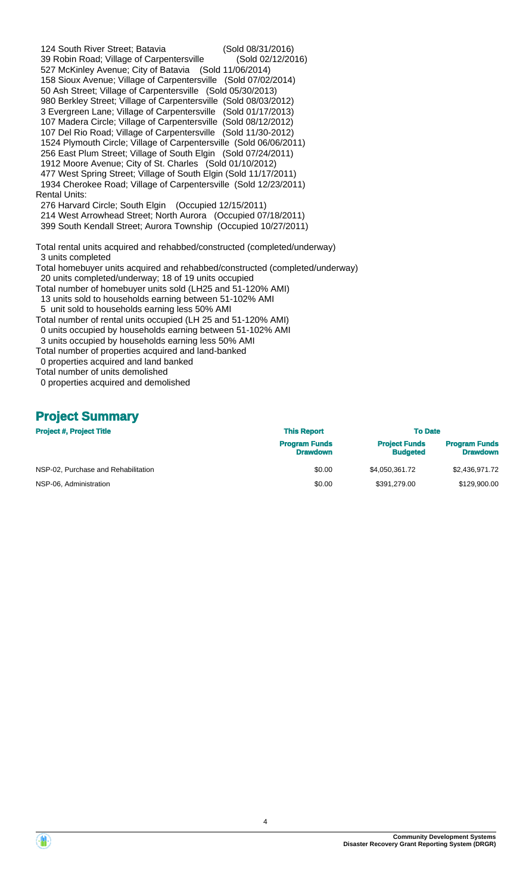124 South River Street; Batavia (Sold 08/31/2016)
39 Robin Road; Village of Carpentersville (Sold 02/12/2016)
527 McKinley Avenue; City of Batavia (Sold 11/06/2014)
158 Sioux Avenue; Village of Carpentersville (Sold 07/02/2014)
50 Ash Street; Village of Carpentersville (Sold 05/30/2013)
980 Berkley Street; Village of Carpentersville (Sold 08/03/2012)
3 Evergreen Lane; Village of Carpentersville (Sold 01/17/2013)
107 Madera Circle; Village of Carpentersville (Sold 08/12/2012)
107 Del Rio Road; Village of Carpentersville (Sold 11/30-2012)
1524 Plymouth Circle; Village of Carpentersville (Sold 06/06/2011)
256 East Plum Street; Village of South Elgin (Sold 07/24/2011)
1912 Moore Avenue; City of St. Charles (Sold 01/10/2012)
477 West Spring Street; Village of South Elgin (Sold 11/17/2011)
1934 Cherokee Road; Village of Carpentersville (Sold 12/23/2011)

Rental Units:

276 Harvard Circle; South Elgin (Occupied 12/15/2011)
214 West Arrowhead Street; North Aurora (Occupied 07/18/2011)
399 South Kendall Street; Aurora Township (Occupied 10/27/2011)

Total rental units acquired and rehabbed/constructed (completed/underway)
3 units completed

Total homebuyer units acquired and rehabbed/constructed (completed/underway)
20 units completed/underway; 18 of 19 units occupied

Total number of homebuyer units sold (LH25 and 51-120% AMI)
13 units sold to households earning between 51-102% AMI
5 unit sold to households earning less 50% AMI

Total number of rental units occupied (LH 25 and 51-120% AMI)
0 units occupied by households earning between 51-102% AMI
3 units occupied by households earning less 50% AMI

Total number of properties acquired and land-banked
0 properties acquired and land banked

Total number of units demolished
0 properties acquired and demolished

## Project Summary

| Project #, Project Title | This Report | To Date | |
|---|---|---|---|
| | Program Funds Drawdown | Project Funds Budgeted | Program Funds Drawdown |
| NSP-02, Purchase and Rehabilitation | $0.00 | $4,050,361.72 | $2,436,971.72 |
| NSP-06, Administration | $0.00 | $391,279.00 | $129,900.00 |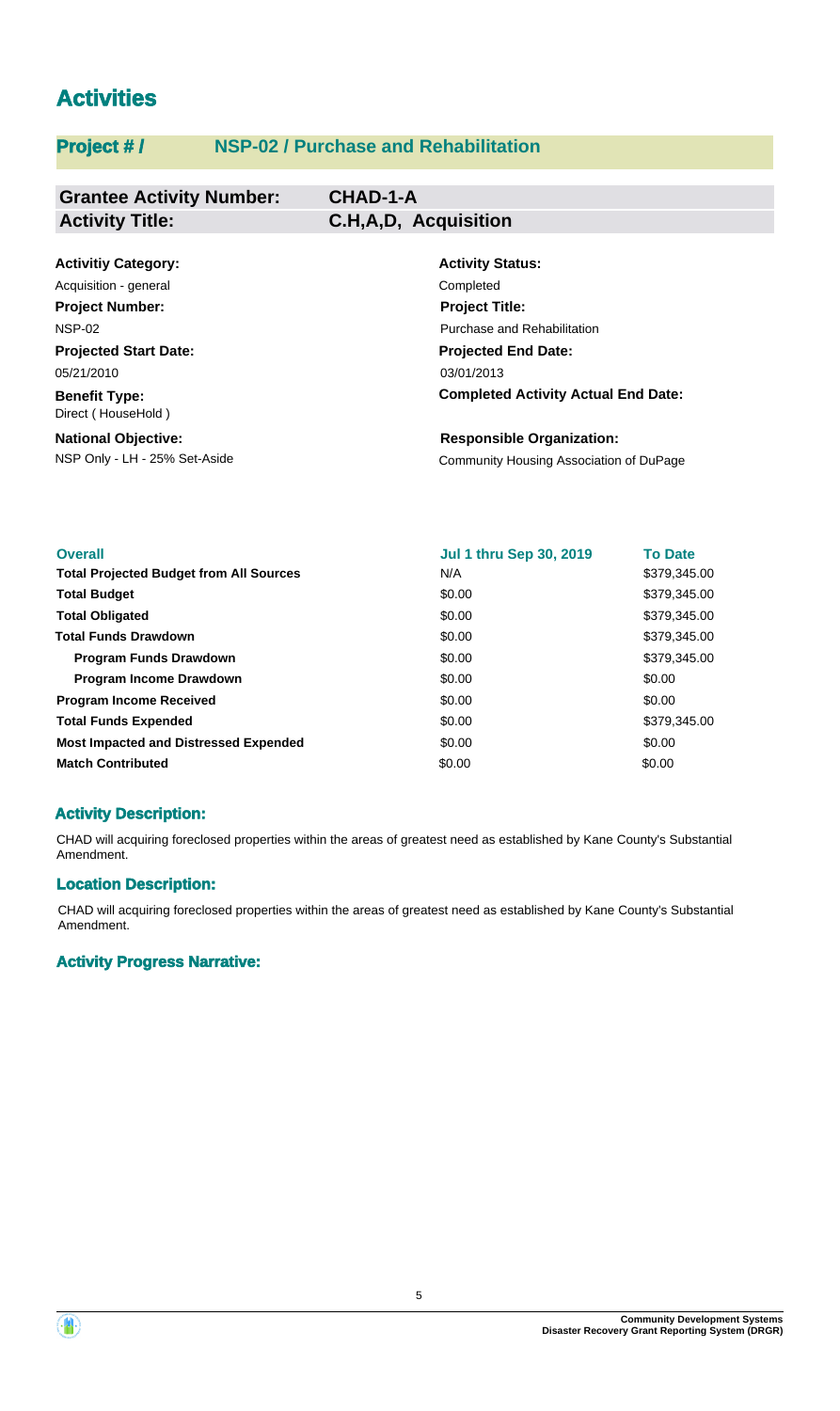# Activities

## Project # / NSP-02 / Purchase and Rehabilitation

**Grantee Activity Number:** CHAD-1-A
**Activity Title:** C,H,A,D, Acquisition

**Activitiy Category:**
Acquisition - general

**Activity Status:**
Completed

**Project Number:**
NSP-02

**Project Title:**
Purchase and Rehabilitation

**Projected Start Date:**
05/21/2010

**Projected End Date:**
03/01/2013

**Benefit Type:**
Direct ( HouseHold )

**Completed Activity Actual End Date:**

**National Objective:**
NSP Only - LH - 25% Set-Aside

**Responsible Organization:**
Community Housing Association of DuPage

| Overall | Jul 1 thru Sep 30, 2019 | To Date |
|---|---|---|
| **Total Projected Budget from All Sources** | N/A | $379,345.00 |
| **Total Budget** | $0.00 | $379,345.00 |
| **Total Obligated** | $0.00 | $379,345.00 |
| **Total Funds Drawdown** | $0.00 | $379,345.00 |
| **Program Funds Drawdown** | $0.00 | $379,345.00 |
| **Program Income Drawdown** | $0.00 | $0.00 |
| **Program Income Received** | $0.00 | $0.00 |
| **Total Funds Expended** | $0.00 | $379,345.00 |
| **Most Impacted and Distressed Expended** | $0.00 | $0.00 |
| **Match Contributed** | $0.00 | $0.00 |

### Activity Description:

CHAD will acquiring foreclosed properties within the areas of greatest need as established by Kane County's Substantial Amendment.

### Location Description:

CHAD will acquiring foreclosed properties within the areas of greatest need as established by Kane County's Substantial Amendment.

### Activity Progress Narrative: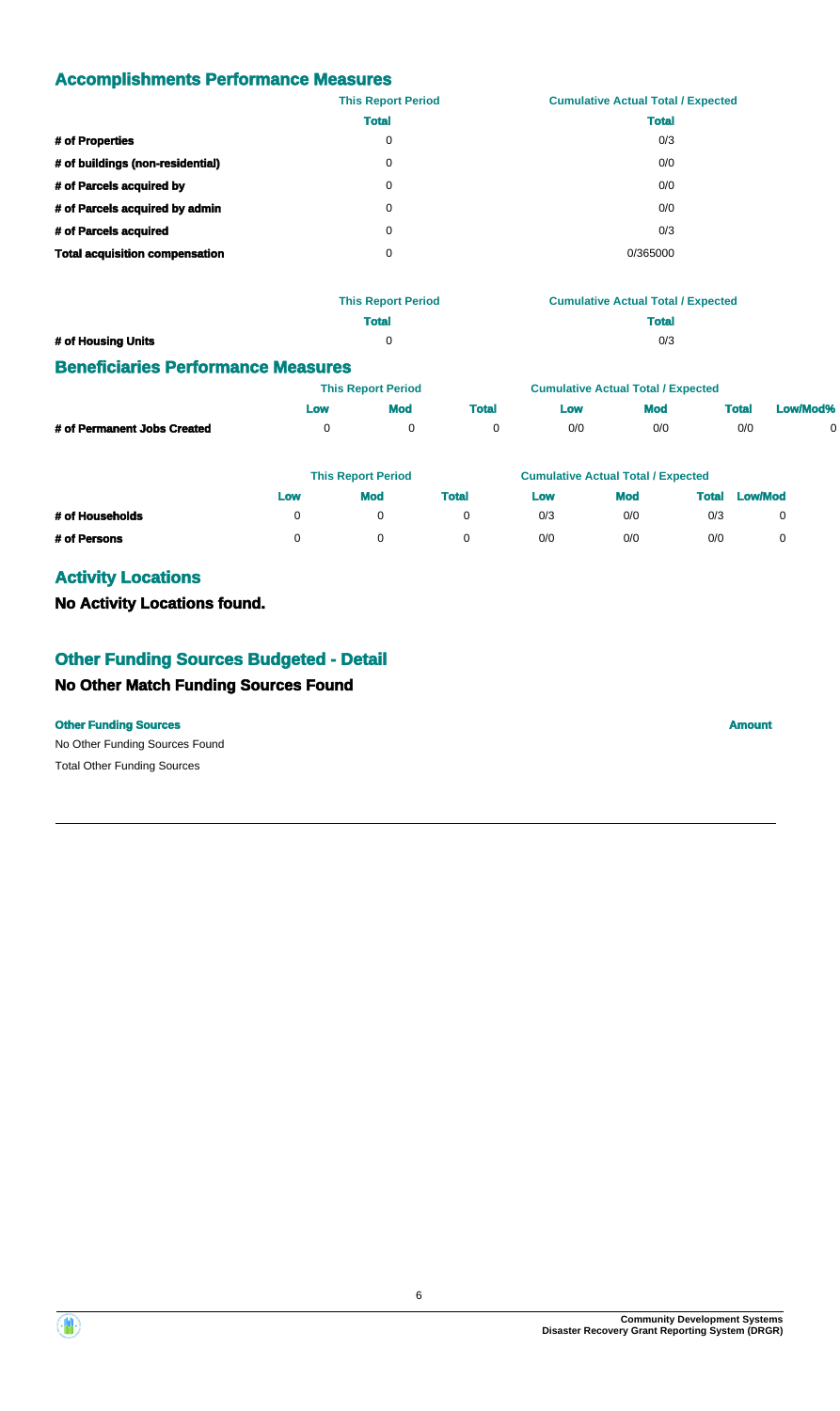## Accomplishments Performance Measures

| | This Report Period | Cumulative Actual Total / Expected |
|---|---|---|
| | Total | Total |
| # of Properties | 0 | 0/3 |
| # of buildings (non-residential) | 0 | 0/0 |
| # of Parcels acquired by | 0 | 0/0 |
| # of Parcels acquired by admin | 0 | 0/0 |
| # of Parcels acquired | 0 | 0/3 |
| Total acquisition compensation | 0 | 0/365000 |

| | This Report Period | Cumulative Actual Total / Expected |
|---|---|---|
| | Total | Total |
| # of Housing Units | 0 | 0/3 |

## Beneficiaries Performance Measures

| | This Report Period | | | Cumulative Actual Total / Expected | | | |
|---|---|---|---|---|---|---|---|
| | Low | Mod | Total | Low | Mod | Total | Low/Mod% |
| # of Permanent Jobs Created | 0 | 0 | 0 | 0/0 | 0/0 | 0/0 | 0 |

| | This Report Period | | | Cumulative Actual Total / Expected | | | |
|---|---|---|---|---|---|---|---|
| | Low | Mod | Total | Low | Mod | Total | Low/Mod |
| # of Households | 0 | 0 | 0 | 0/3 | 0/0 | 0/3 | 0 |
| # of Persons | 0 | 0 | 0 | 0/0 | 0/0 | 0/0 | 0 |

## Activity Locations

### No Activity Locations found.

## Other Funding Sources Budgeted - Detail

### No Other Match Funding Sources Found

| Other Funding Sources | Amount |
|---|---|
| No Other Funding Sources Found | |
| Total Other Funding Sources | |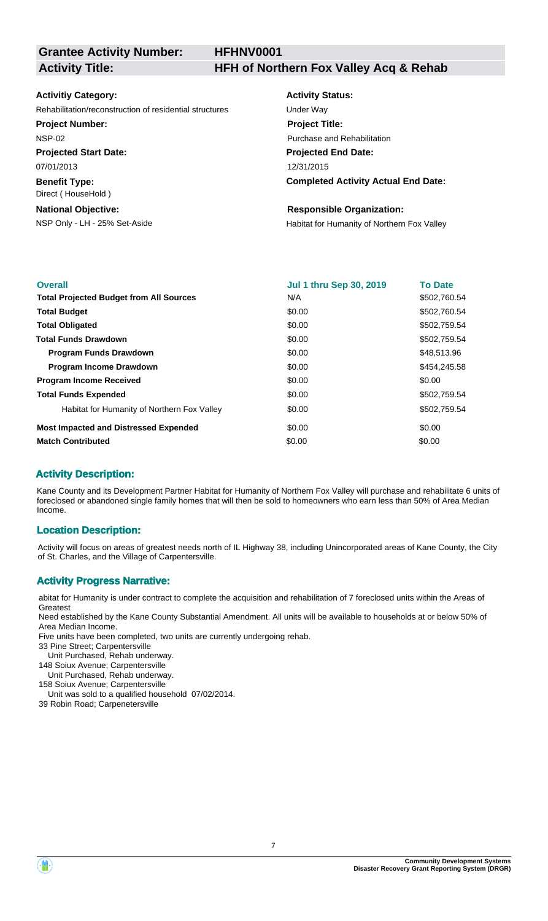**Grantee Activity Number:** HFHNV0001

**Activity Title:** HFH of Northern Fox Valley Acq & Rehab

**Activitiy Category:**
Rehabilitation/reconstruction of residential structures

**Activity Status:**
Under Way

**Project Number:**
NSP-02

**Project Title:**
Purchase and Rehabilitation

**Projected Start Date:**
07/01/2013

**Projected End Date:**
12/31/2015

**Benefit Type:**
Direct ( HouseHold )

**Completed Activity Actual End Date:**

**National Objective:**
NSP Only - LH - 25% Set-Aside

**Responsible Organization:**
Habitat for Humanity of Northern Fox Valley

| Overall | Jul 1 thru Sep 30, 2019 | To Date |
|---|---|---|
| **Total Projected Budget from All Sources** | N/A | $502,760.54 |
| **Total Budget** | $0.00 | $502,760.54 |
| **Total Obligated** | $0.00 | $502,759.54 |
| **Total Funds Drawdown** | $0.00 | $502,759.54 |
| **Program Funds Drawdown** | $0.00 | $48,513.96 |
| **Program Income Drawdown** | $0.00 | $454,245.58 |
| **Program Income Received** | $0.00 | $0.00 |
| **Total Funds Expended** | $0.00 | $502,759.54 |
| Habitat for Humanity of Northern Fox Valley | $0.00 | $502,759.54 |
| **Most Impacted and Distressed Expended** | $0.00 | $0.00 |
| **Match Contributed** | $0.00 | $0.00 |

## Activity Description:

Kane County and its Development Partner Habitat for Humanity of Northern Fox Valley will purchase and rehabilitate 6 units of foreclosed or abandoned single family homes that will then be sold to homeowners who earn less than 50% of Area Median Income.

## Location Description:

Activity will focus on areas of greatest needs north of IL Highway 38, including Unincorporated areas of Kane County, the City of St. Charles, and the Village of Carpentersville.

## Activity Progress Narrative:

abitat for Humanity is under contract to complete the acquisition and rehabilitation of 7 foreclosed units within the Areas of Greatest
Need established by the Kane County Substantial Amendment. All units will be available to households at or below 50% of Area Median Income.
Five units have been completed, two units are currently undergoing rehab.
33 Pine Street; Carpentersville
Unit Purchased, Rehab underway.
148 Soiux Avenue; Carpentersville
Unit Purchased, Rehab underway.
158 Soiux Avenue; Carpentersville
Unit was sold to a qualified household 07/02/2014.
39 Robin Road; Carpenetersville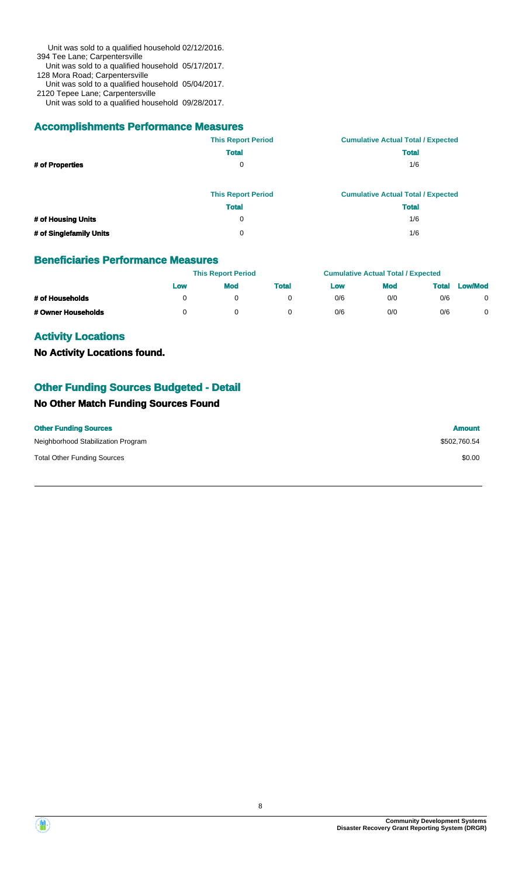Unit was sold to a qualified household 02/12/2016.
394 Tee Lane; Carpentersville
Unit was sold to a qualified household 05/17/2017.
128 Mora Road; Carpentersville
Unit was sold to a qualified household 05/04/2017.
2120 Tepee Lane; Carpentersville
Unit was sold to a qualified household 09/28/2017.

## Accomplishments Performance Measures

| | This Report Period | Cumulative Actual Total / Expected |
|---|---|---|
| | Total | Total |
| # of Properties | 0 | 1/6 |

| | This Report Period | Cumulative Actual Total / Expected |
|---|---|---|
| | Total | Total |
| # of Housing Units | 0 | 1/6 |
| # of Singlefamily Units | 0 | 1/6 |

## Beneficiaries Performance Measures

| | This Report Period | | | Cumulative Actual Total / Expected | | | |
|---|---|---|---|---|---|---|---|
| | Low | Mod | Total | Low | Mod | Total | Low/Mod |
| # of Households | 0 | 0 | 0 | 0/6 | 0/0 | 0/6 | 0 |
| # Owner Households | 0 | 0 | 0 | 0/6 | 0/0 | 0/6 | 0 |

## Activity Locations

**No Activity Locations found.**

## Other Funding Sources Budgeted - Detail

### No Other Match Funding Sources Found

| Other Funding Sources | Amount |
|---|---|
| Neighborhood Stabilization Program | $502,760.54 |
| Total Other Funding Sources | $0.00 |